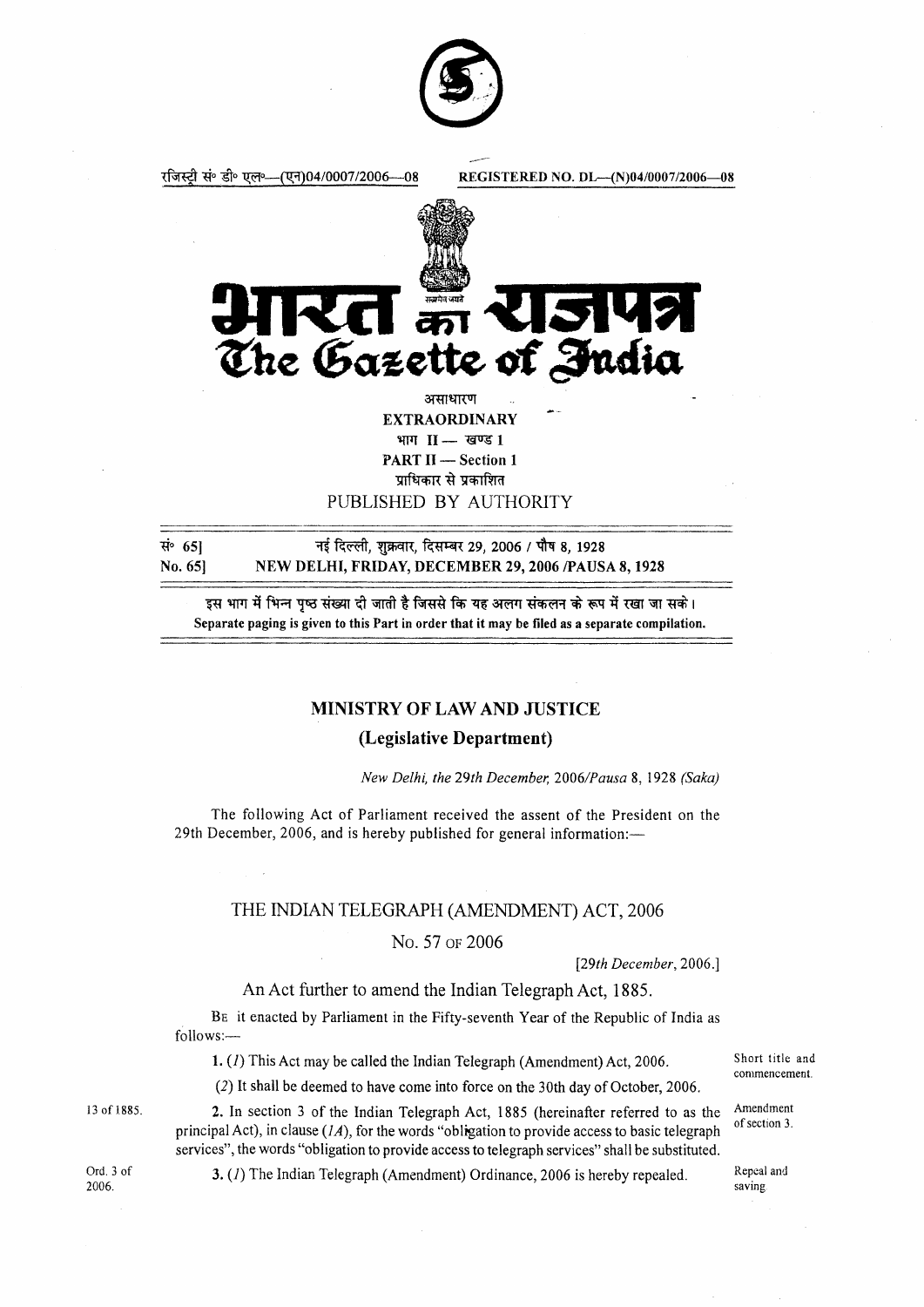रजिस्ट्री सं० डी० एल०—(एन)04/0007/2006—08 REGISTERED NO. DL—(N)04/0007/2006—08

# भारत का राजपत्र
# The Gazette of India

असाधारण
**EXTRAORDINARY**
भाग II — खण्ड 1
**PART II — Section 1**
प्राधिकार से प्रकाशित
PUBLISHED BY AUTHORITY

सं० 65] नई दिल्ली, शुक्रवार, दिसम्बर 29, 2006 / पौष 8, 1928
**No. 65] NEW DELHI, FRIDAY, DECEMBER 29, 2006 /PAUSA 8, 1928**

इस भाग में भिन्न पृष्ठ संख्या दी जाती है जिससे कि यह अलग संकलन के रूप में रखा जा सके।
**Separate paging is given to this Part in order that it may be filed as a separate compilation.**

## MINISTRY OF LAW AND JUSTICE

### (Legislative Department)

*New Delhi, the 29th December, 2006/Pausa 8, 1928 (Saka)*

The following Act of Parliament received the assent of the President on the 29th December, 2006, and is hereby published for general information:—

## THE INDIAN TELEGRAPH (AMENDMENT) ACT, 2006

No. 57 of 2006

[*29th December*, 2006.]

An Act further to amend the Indian Telegraph Act, 1885.

Be it enacted by Parliament in the Fifty-seventh Year of the Republic of India as follows:—

Short title and commencement.

**1.** (*1*) This Act may be called the Indian Telegraph (Amendment) Act, 2006.

(*2*) It shall be deemed to have come into force on the 30th day of October, 2006.

Amendment of section 3.

13 of 1885.

**2.** In section 3 of the Indian Telegraph Act, 1885 (hereinafter referred to as the principal Act), in clause (*1A*), for the words "obligation to provide access to basic telegraph services", the words "obligation to provide access to telegraph services" shall be substituted.

Repeal and saving.

Ord. 3 of 2006.

**3.** (*1*) The Indian Telegraph (Amendment) Ordinance, 2006 is hereby repealed.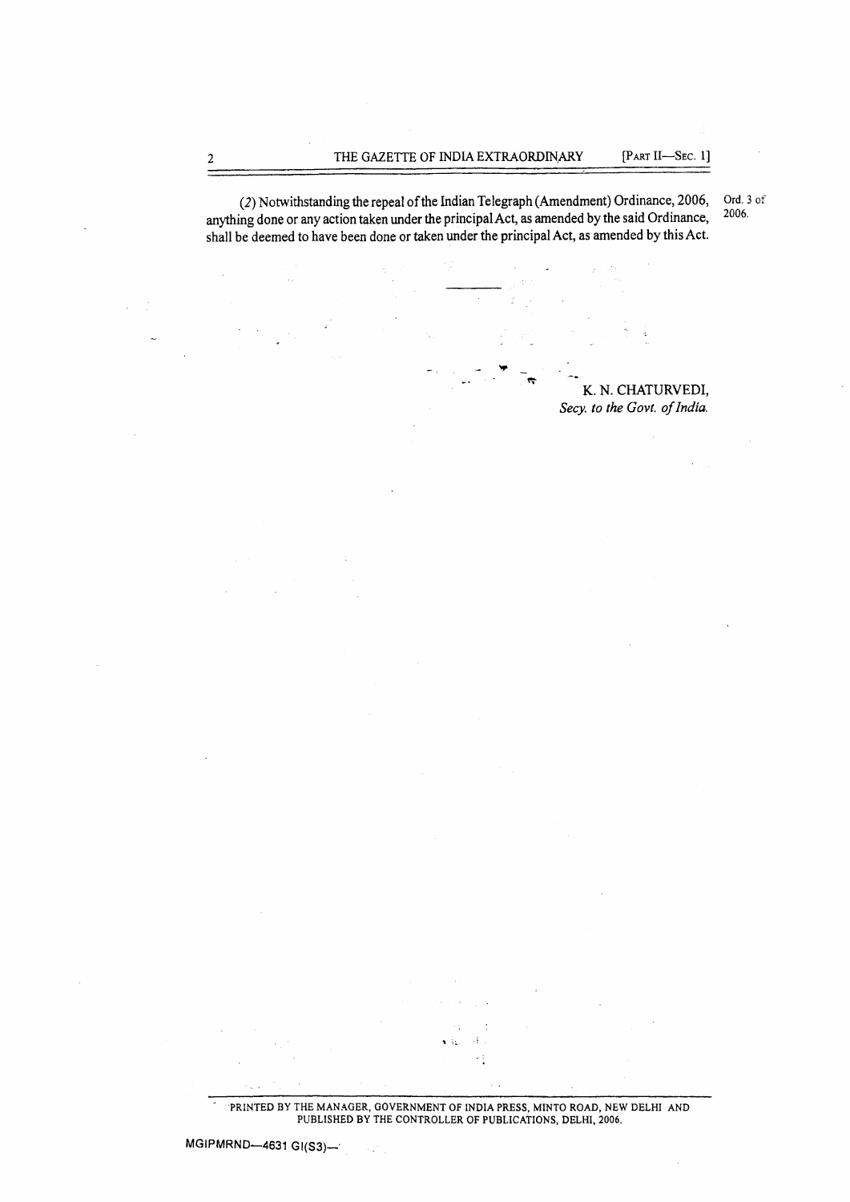(2) Notwithstanding the repeal of the Indian Telegraph (Amendment) Ordinance, 2006, anything done or any action taken under the principal Act, as amended by the said Ordinance, shall be deemed to have been done or taken under the principal Act, as amended by this Act.

Ord. 3 of 2006.

---

K. N. CHATURVEDI,
*Secy. to the Govt. of India.*

---

PRINTED BY THE MANAGER, GOVERNMENT OF INDIA PRESS, MINTO ROAD, NEW DELHI AND PUBLISHED BY THE CONTROLLER OF PUBLICATIONS, DELHI, 2006.

MGIPMRND—4631 GI(S3)—